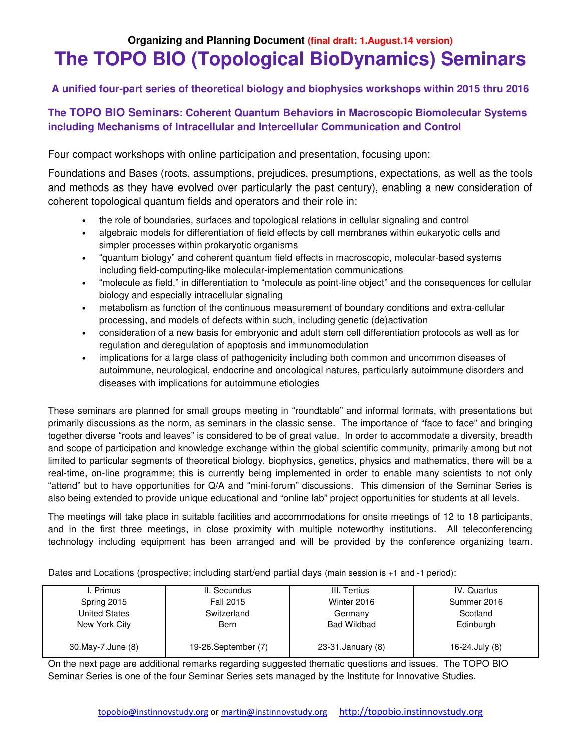**Organizing and Planning Document** (final draft: 1.August.14 version)

# The TOPO BIO (Topological BioDynamics) Seminars

### A unified four-part series of theoretical biology and biophysics workshops within 2015 thru 2016

### The TOPO BIO Seminars: Coherent Quantum Behaviors in Macroscopic Biomolecular Systems including Mechanisms of Intracellular and Intercellular Communication and Control

Four compact workshops with online participation and presentation, focusing upon:

Foundations and Bases (roots, assumptions, prejudices, presumptions, expectations, as well as the tools and methods as they have evolved over particularly the past century), enabling a new consideration of coherent topological quantum fields and operators and their role in:

- the role of boundaries, surfaces and topological relations in cellular signaling and control
- algebraic models for differentiation of field effects by cell membranes within eukaryotic cells and simpler processes within prokaryotic organisms
- "quantum biology" and coherent quantum field effects in macroscopic, molecular-based systems including field-computing-like molecular-implementation communications
- "molecule as field," in differentiation to "molecule as point-line object" and the consequences for cellular biology and especially intracellular signaling
- metabolism as function of the continuous measurement of boundary conditions and extra-cellular processing, and models of defects within such, including genetic (de)activation
- consideration of a new basis for embryonic and adult stem cell differentiation protocols as well as for regulation and deregulation of apoptosis and immunomodulation
- implications for a large class of pathogenicity including both common and uncommon diseases of autoimmune, neurological, endocrine and oncological natures, particularly autoimmune disorders and diseases with implications for autoimmune etiologies

These seminars are planned for small groups meeting in "roundtable" and informal formats, with presentations but primarily discussions as the norm, as seminars in the classic sense. The importance of "face to face" and bringing together diverse "roots and leaves" is considered to be of great value. In order to accommodate a diversity, breadth and scope of participation and knowledge exchange within the global scientific community, primarily among but not limited to particular segments of theoretical biology, biophysics, genetics, physics and mathematics, there will be a real-time, on-line programme; this is currently being implemented in order to enable many scientists to not only "attend" but to have opportunities for Q/A and "mini-forum" discussions. This dimension of the Seminar Series is also being extended to provide unique educational and "online lab" project opportunities for students at all levels.

The meetings will take place in suitable facilities and accommodations for onsite meetings of 12 to 18 participants, and in the first three meetings, in close proximity with multiple noteworthy institutions. All teleconferencing technology including equipment has been arranged and will be provided by the conference organizing team.

Dates and Locations (prospective; including start/end partial days (main session is +1 and -1 period):

| I. Primus | II. Secundus | III. Tertius | IV. Quartus |
|---|---|---|---|
| Spring 2015 | Fall 2015 | Winter 2016 | Summer 2016 |
| United States | Switzerland | Germany | Scotland |
| New York City | Bern | Bad Wildbad | Edinburgh |
| 30.May-7.June (8) | 19-26.September (7) | 23-31.January (8) | 16-24.July (8) |

On the next page are additional remarks regarding suggested thematic questions and issues. The TOPO BIO Seminar Series is one of the four Seminar Series sets managed by the Institute for Innovative Studies.

topobio@instinnovstudy.org or martin@instinnovstudy.org http://topobio.instinnovstudy.org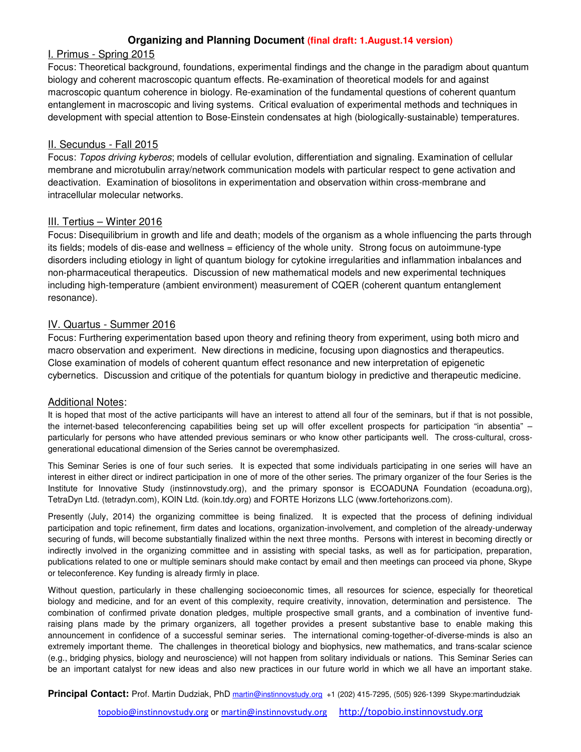# Organizing and Planning Document (final draft: 1.August.14 version)

## I. Primus - Spring 2015

Focus: Theoretical background, foundations, experimental findings and the change in the paradigm about quantum biology and coherent macroscopic quantum effects. Re-examination of theoretical models for and against macroscopic quantum coherence in biology. Re-examination of the fundamental questions of coherent quantum entanglement in macroscopic and living systems. Critical evaluation of experimental methods and techniques in development with special attention to Bose-Einstein condensates at high (biologically-sustainable) temperatures.

## II. Secundus - Fall 2015

Focus: *Topos driving kyberos*; models of cellular evolution, differentiation and signaling. Examination of cellular membrane and microtubulin array/network communication models with particular respect to gene activation and deactivation. Examination of biosolitons in experimentation and observation within cross-membrane and intracellular molecular networks.

## III. Tertius – Winter 2016

Focus: Disequilibrium in growth and life and death; models of the organism as a whole influencing the parts through its fields; models of dis-ease and wellness = efficiency of the whole unity. Strong focus on autoimmune-type disorders including etiology in light of quantum biology for cytokine irregularities and inflammation inbalances and non-pharmaceutical therapeutics. Discussion of new mathematical models and new experimental techniques including high-temperature (ambient environment) measurement of CQER (coherent quantum entanglement resonance).

## IV. Quartus - Summer 2016

Focus: Furthering experimentation based upon theory and refining theory from experiment, using both micro and macro observation and experiment. New directions in medicine, focusing upon diagnostics and therapeutics. Close examination of models of coherent quantum effect resonance and new interpretation of epigenetic cybernetics. Discussion and critique of the potentials for quantum biology in predictive and therapeutic medicine.

## Additional Notes:

It is hoped that most of the active participants will have an interest to attend all four of the seminars, but if that is not possible, the internet-based teleconferencing capabilities being set up will offer excellent prospects for participation "in absentia" – particularly for persons who have attended previous seminars or who know other participants well. The cross-cultural, cross-generational educational dimension of the Series cannot be overemphasized.

This Seminar Series is one of four such series. It is expected that some individuals participating in one series will have an interest in either direct or indirect participation in one of more of the other series. The primary organizer of the four Series is the Institute for Innovative Study (instinnovstudy.org), and the primary sponsor is ECOADUNA Foundation (ecoaduna.org), TetraDyn Ltd. (tetradyn.com), KOIN Ltd. (koin.tdy.org) and FORTE Horizons LLC (www.fortehorizons.com).

Presently (July, 2014) the organizing committee is being finalized. It is expected that the process of defining individual participation and topic refinement, firm dates and locations, organization-involvement, and completion of the already-underway securing of funds, will become substantially finalized within the next three months. Persons with interest in becoming directly or indirectly involved in the organizing committee and in assisting with special tasks, as well as for participation, preparation, publications related to one or multiple seminars should make contact by email and then meetings can proceed via phone, Skype or teleconference. Key funding is already firmly in place.

Without question, particularly in these challenging socioeconomic times, all resources for science, especially for theoretical biology and medicine, and for an event of this complexity, require creativity, innovation, determination and persistence. The combination of confirmed private donation pledges, multiple prospective small grants, and a combination of inventive fund-raising plans made by the primary organizers, all together provides a present substantive base to enable making this announcement in confidence of a successful seminar series. The international coming-together-of-diverse-minds is also an extremely important theme. The challenges in theoretical biology and biophysics, new mathematics, and trans-scalar science (e.g., bridging physics, biology and neuroscience) will not happen from solitary individuals or nations. This Seminar Series can be an important catalyst for new ideas and also new practices in our future world in which we all have an important stake.

**Principal Contact:** Prof. Martin Dudziak, PhD martin@instinnovstudy.org +1 (202) 415-7295, (505) 926-1399 Skype:martindudziak

topobio@instinnovstudy.org or martin@instinnovstudy.org http://topobio.instinnovstudy.org